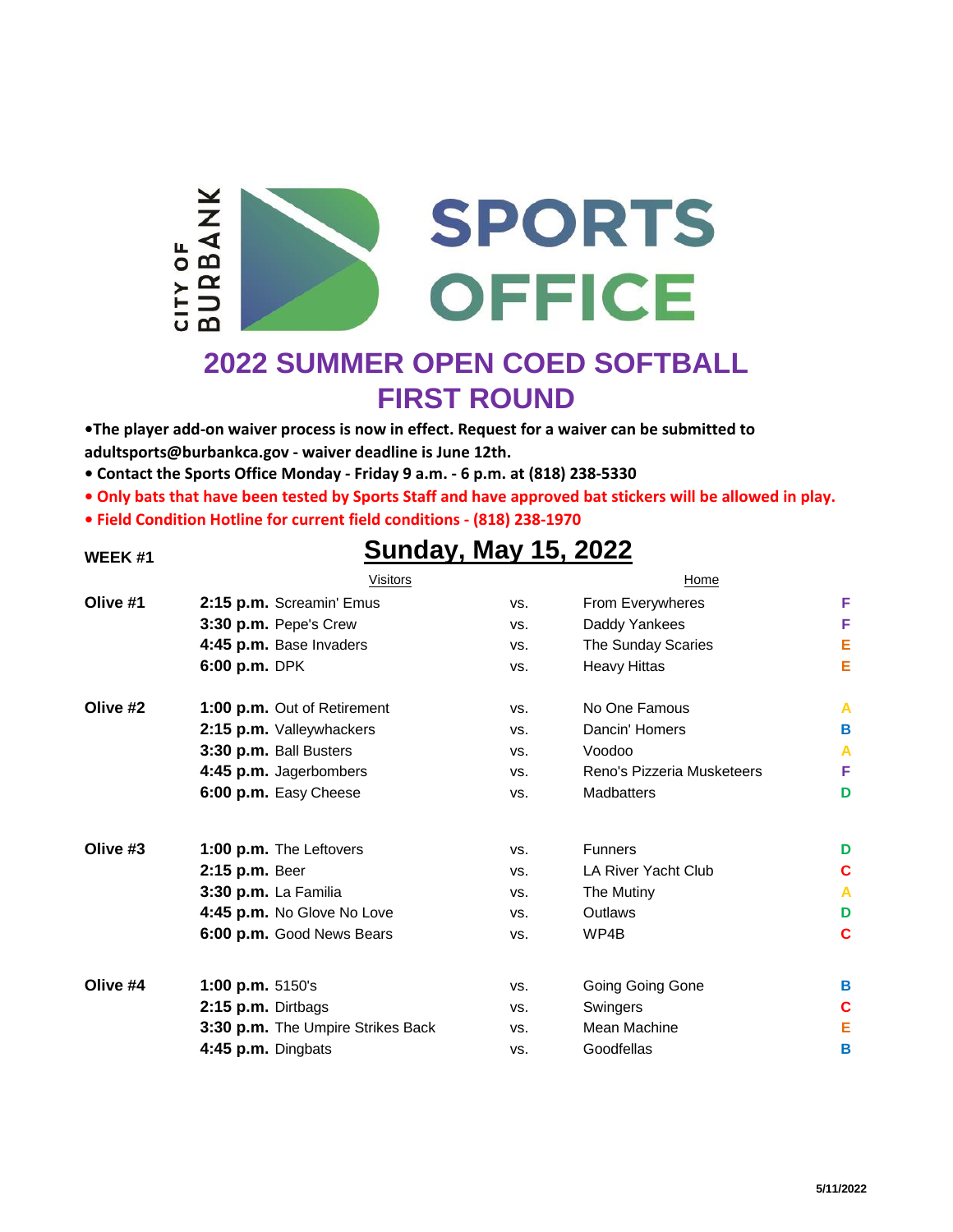CITY OF BURBANK SPORTS OFFICE

# 2022 SUMMER OPEN COED SOFTBALL
## FIRST ROUND

- **•The player add-on waiver process is now in effect. Request for a waiver can be submitted to adultsports@burbankca.gov - waiver deadline is June 12th.**
- **Contact the Sports Office Monday - Friday 9 a.m. - 6 p.m. at (818) 238-5330**
- **Only bats that have been tested by Sports Staff and have approved bat stickers will be allowed in play.**
- **Field Condition Hotline for current field conditions - (818) 238-1970**

**WEEK #1**

## Sunday, May 15, 2022

| Field | Time | Visitors | | Home | |
|---|---|---|---|---|---|
| **Olive #1** | **2:15 p.m.** | Screamin' Emus | vs. | From Everywheres | F |
| | **3:30 p.m.** | Pepe's Crew | vs. | Daddy Yankees | F |
| | **4:45 p.m.** | Base Invaders | vs. | The Sunday Scaries | E |
| | **6:00 p.m.** | DPK | vs. | Heavy Hittas | E |
| **Olive #2** | **1:00 p.m.** | Out of Retirement | vs. | No One Famous | A |
| | **2:15 p.m.** | Valleywhackers | vs. | Dancin' Homers | B |
| | **3:30 p.m.** | Ball Busters | vs. | Voodoo | A |
| | **4:45 p.m.** | Jagerbombers | vs. | Reno's Pizzeria Musketeers | F |
| | **6:00 p.m.** | Easy Cheese | vs. | Madbatters | D |
| **Olive #3** | **1:00 p.m.** | The Leftovers | vs. | Funners | D |
| | **2:15 p.m.** | Beer | vs. | LA River Yacht Club | C |
| | **3:30 p.m.** | La Familia | vs. | The Mutiny | A |
| | **4:45 p.m.** | No Glove No Love | vs. | Outlaws | D |
| | **6:00 p.m.** | Good News Bears | vs. | WP4B | C |
| **Olive #4** | **1:00 p.m.** | 5150's | vs. | Going Going Gone | B |
| | **2:15 p.m.** | Dirtbags | vs. | Swingers | C |
| | **3:30 p.m.** | The Umpire Strikes Back | vs. | Mean Machine | E |
| | **4:45 p.m.** | Dingbats | vs. | Goodfellas | B |

5/11/2022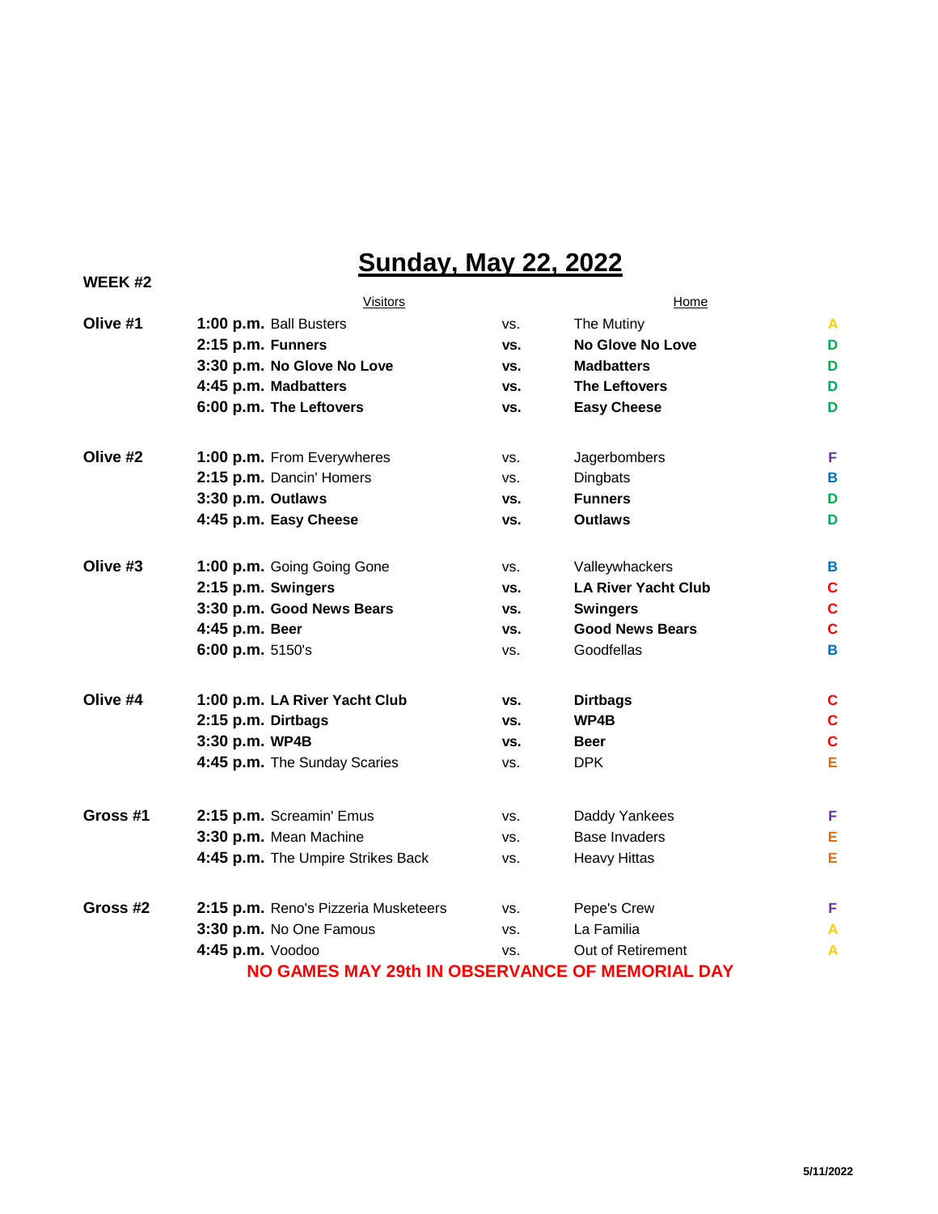# Sunday, May 22, 2022

**WEEK #2**

| Field | Time | Visitors | | Home | Division |
|---|---|---|---|---|---|
| **Olive #1** | **1:00 p.m.** | Ball Busters | vs. | The Mutiny | A |
| | **2:15 p.m.** | **Funners** | **vs.** | **No Glove No Love** | D |
| | **3:30 p.m.** | **No Glove No Love** | **vs.** | **Madbatters** | D |
| | **4:45 p.m.** | **Madbatters** | **vs.** | **The Leftovers** | D |
| | **6:00 p.m.** | **The Leftovers** | **vs.** | **Easy Cheese** | D |
| **Olive #2** | **1:00 p.m.** | From Everywheres | vs. | Jagerbombers | F |
| | **2:15 p.m.** | Dancin' Homers | vs. | Dingbats | B |
| | **3:30 p.m.** | **Outlaws** | **vs.** | **Funners** | D |
| | **4:45 p.m.** | **Easy Cheese** | **vs.** | **Outlaws** | D |
| **Olive #3** | **1:00 p.m.** | Going Going Gone | vs. | Valleywhackers | B |
| | **2:15 p.m.** | **Swingers** | **vs.** | **LA River Yacht Club** | C |
| | **3:30 p.m.** | **Good News Bears** | **vs.** | **Swingers** | C |
| | **4:45 p.m.** | **Beer** | **vs.** | **Good News Bears** | C |
| | **6:00 p.m.** | 5150's | vs. | Goodfellas | B |
| **Olive #4** | **1:00 p.m.** | **LA River Yacht Club** | **vs.** | **Dirtbags** | C |
| | **2:15 p.m.** | **Dirtbags** | **vs.** | **WP4B** | C |
| | **3:30 p.m.** | **WP4B** | **vs.** | **Beer** | C |
| | **4:45 p.m.** | The Sunday Scaries | vs. | DPK | E |
| **Gross #1** | **2:15 p.m.** | Screamin' Emus | vs. | Daddy Yankees | F |
| | **3:30 p.m.** | Mean Machine | vs. | Base Invaders | E |
| | **4:45 p.m.** | The Umpire Strikes Back | vs. | Heavy Hittas | E |
| **Gross #2** | **2:15 p.m.** | Reno's Pizzeria Musketeers | vs. | Pepe's Crew | F |
| | **3:30 p.m.** | No One Famous | vs. | La Familia | A |
| | **4:45 p.m.** | Voodoo | vs. | Out of Retirement | A |

**NO GAMES MAY 29th IN OBSERVANCE OF MEMORIAL DAY**

5/11/2022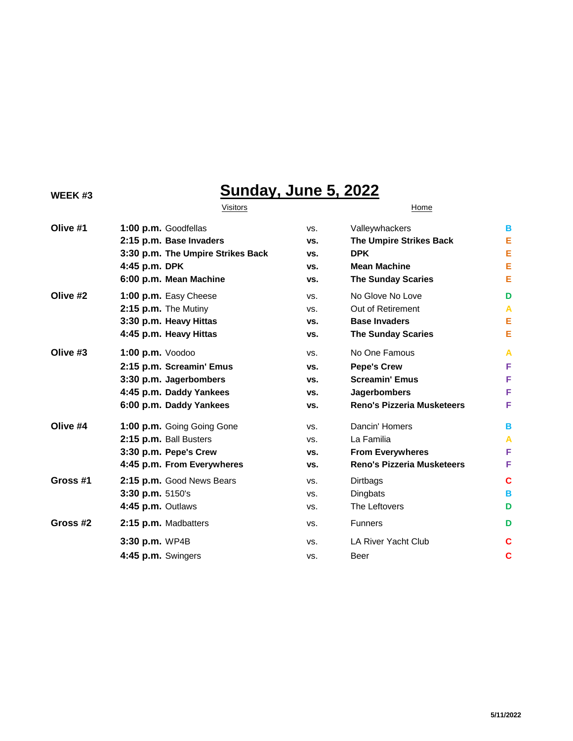**WEEK #3**

# Sunday, June 5, 2022

| Field | Time | Visitors | | Home | Division |
|---|---|---|---|---|---|
| **Olive #1** | **1:00 p.m.** | Goodfellas | vs. | Valleywhackers | B |
| | **2:15 p.m.** | **Base Invaders** | **vs.** | **The Umpire Strikes Back** | E |
| | **3:30 p.m.** | **The Umpire Strikes Back** | **vs.** | **DPK** | E |
| | **4:45 p.m.** | **DPK** | **vs.** | **Mean Machine** | E |
| | **6:00 p.m.** | **Mean Machine** | **vs.** | **The Sunday Scaries** | E |
| **Olive #2** | **1:00 p.m.** | Easy Cheese | vs. | No Glove No Love | D |
| | **2:15 p.m.** | The Mutiny | vs. | Out of Retirement | A |
| | **3:30 p.m.** | **Heavy Hittas** | **vs.** | **Base Invaders** | E |
| | **4:45 p.m.** | **Heavy Hittas** | **vs.** | **The Sunday Scaries** | E |
| **Olive #3** | **1:00 p.m.** | Voodoo | vs. | No One Famous | A |
| | **2:15 p.m.** | **Screamin' Emus** | **vs.** | **Pepe's Crew** | F |
| | **3:30 p.m.** | **Jagerbombers** | **vs.** | **Screamin' Emus** | F |
| | **4:45 p.m.** | **Daddy Yankees** | **vs.** | **Jagerbombers** | F |
| | **6:00 p.m.** | **Daddy Yankees** | **vs.** | **Reno's Pizzeria Musketeers** | F |
| **Olive #4** | **1:00 p.m.** | Going Going Gone | vs. | Dancin' Homers | B |
| | **2:15 p.m.** | Ball Busters | vs. | La Familia | A |
| | **3:30 p.m.** | **Pepe's Crew** | **vs.** | **From Everywheres** | F |
| | **4:45 p.m.** | **From Everywheres** | **vs.** | **Reno's Pizzeria Musketeers** | F |
| **Gross #1** | **2:15 p.m.** | Good News Bears | vs. | Dirtbags | C |
| | **3:30 p.m.** | 5150's | vs. | Dingbats | B |
| | **4:45 p.m.** | Outlaws | vs. | The Leftovers | D |
| **Gross #2** | **2:15 p.m.** | Madbatters | vs. | Funners | D |
| | **3:30 p.m.** | WP4B | vs. | LA River Yacht Club | C |
| | **4:45 p.m.** | Swingers | vs. | Beer | C |

**5/11/2022**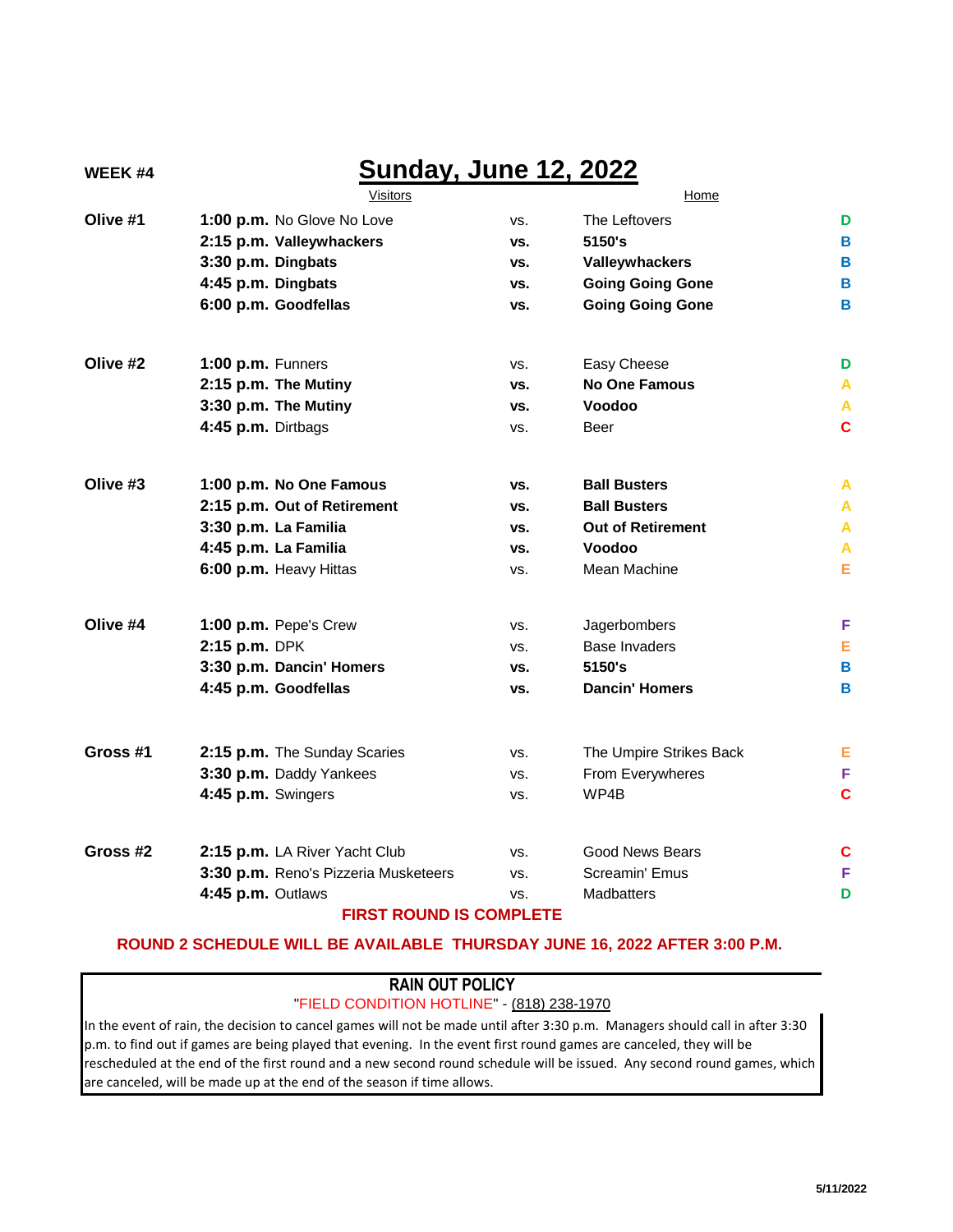**WEEK #4**

# Sunday, June 12, 2022

| | Time | Visitors | | Home | |
|---|---|---|---|---|---|
| **Olive #1** | **1:00 p.m.** | No Glove No Love | vs. | The Leftovers | D |
| | **2:15 p.m.** | **Valleywhackers** | **vs.** | **5150's** | B |
| | **3:30 p.m.** | **Dingbats** | **vs.** | **Valleywhackers** | B |
| | **4:45 p.m.** | **Dingbats** | **vs.** | **Going Going Gone** | B |
| | **6:00 p.m.** | **Goodfellas** | **vs.** | **Going Going Gone** | B |
| **Olive #2** | **1:00 p.m.** | Funners | vs. | Easy Cheese | D |
| | **2:15 p.m.** | **The Mutiny** | **vs.** | **No One Famous** | A |
| | **3:30 p.m.** | **The Mutiny** | **vs.** | **Voodoo** | A |
| | **4:45 p.m.** | Dirtbags | vs. | Beer | C |
| **Olive #3** | **1:00 p.m.** | **No One Famous** | **vs.** | **Ball Busters** | A |
| | **2:15 p.m.** | **Out of Retirement** | **vs.** | **Ball Busters** | A |
| | **3:30 p.m.** | **La Familia** | **vs.** | **Out of Retirement** | A |
| | **4:45 p.m.** | **La Familia** | **vs.** | **Voodoo** | A |
| | **6:00 p.m.** | Heavy Hittas | vs. | Mean Machine | E |
| **Olive #4** | **1:00 p.m.** | Pepe's Crew | vs. | Jagerbombers | F |
| | **2:15 p.m.** | DPK | vs. | Base Invaders | E |
| | **3:30 p.m.** | **Dancin' Homers** | **vs.** | **5150's** | B |
| | **4:45 p.m.** | **Goodfellas** | **vs.** | **Dancin' Homers** | B |
| **Gross #1** | **2:15 p.m.** | The Sunday Scaries | vs. | The Umpire Strikes Back | E |
| | **3:30 p.m.** | Daddy Yankees | vs. | From Everywheres | F |
| | **4:45 p.m.** | Swingers | vs. | WP4B | C |
| **Gross #2** | **2:15 p.m.** | LA River Yacht Club | vs. | Good News Bears | C |
| | **3:30 p.m.** | Reno's Pizzeria Musketeers | vs. | Screamin' Emus | F |
| | **4:45 p.m.** | Outlaws | vs. | Madbatters | D |

**FIRST ROUND IS COMPLETE**

**ROUND 2 SCHEDULE WILL BE AVAILABLE THURSDAY JUNE 16, 2022 AFTER 3:00 P.M.**

**RAIN OUT POLICY**

"FIELD CONDITION HOTLINE" - (818) 238-1970

In the event of rain, the decision to cancel games will not be made until after 3:30 p.m. Managers should call in after 3:30 p.m. to find out if games are being played that evening. In the event first round games are canceled, they will be rescheduled at the end of the first round and a new second round schedule will be issued. Any second round games, which are canceled, will be made up at the end of the season if time allows.

5/11/2022